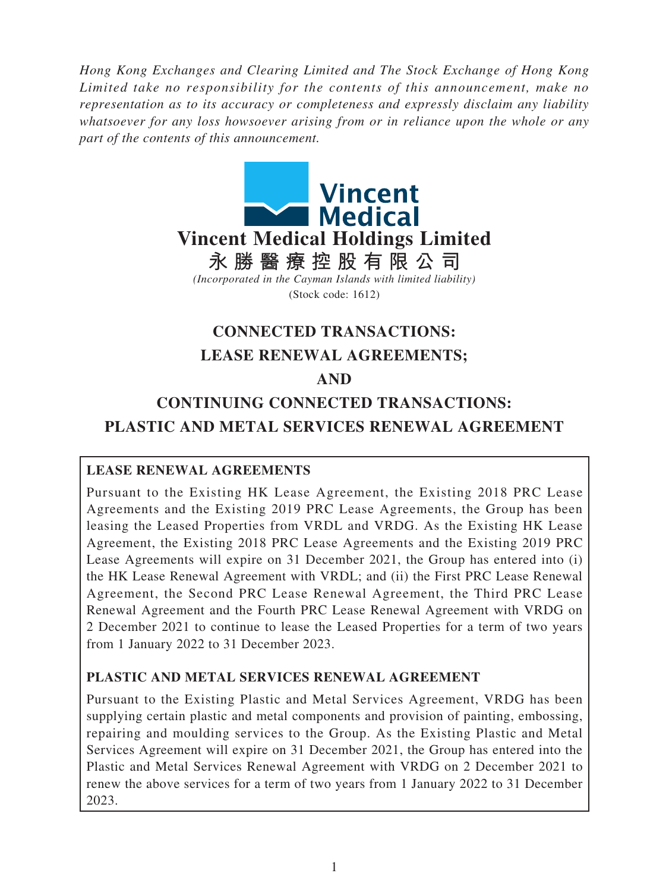*Hong Kong Exchanges and Clearing Limited and The Stock Exchange of Hong Kong Limited take no responsibility for the contents of this announcement, make no representation as to its accuracy or completeness and expressly disclaim any liability whatsoever for any loss howsoever arising from or in reliance upon the whole or any part of the contents of this announcement.*

# Vincent Medical Holdings Limited

# 永勝醫療控股有限公司

*(Incorporated in the Cayman Islands with limited liability)*

(Stock code: 1612)

## CONNECTED TRANSACTIONS: LEASE RENEWAL AGREEMENTS; AND CONTINUING CONNECTED TRANSACTIONS: PLASTIC AND METAL SERVICES RENEWAL AGREEMENT

**LEASE RENEWAL AGREEMENTS**

Pursuant to the Existing HK Lease Agreement, the Existing 2018 PRC Lease Agreements and the Existing 2019 PRC Lease Agreements, the Group has been leasing the Leased Properties from VRDL and VRDG. As the Existing HK Lease Agreement, the Existing 2018 PRC Lease Agreements and the Existing 2019 PRC Lease Agreements will expire on 31 December 2021, the Group has entered into (i) the HK Lease Renewal Agreement with VRDL; and (ii) the First PRC Lease Renewal Agreement, the Second PRC Lease Renewal Agreement, the Third PRC Lease Renewal Agreement and the Fourth PRC Lease Renewal Agreement with VRDG on 2 December 2021 to continue to lease the Leased Properties for a term of two years from 1 January 2022 to 31 December 2023.

**PLASTIC AND METAL SERVICES RENEWAL AGREEMENT**

Pursuant to the Existing Plastic and Metal Services Agreement, VRDG has been supplying certain plastic and metal components and provision of painting, embossing, repairing and moulding services to the Group. As the Existing Plastic and Metal Services Agreement will expire on 31 December 2021, the Group has entered into the Plastic and Metal Services Renewal Agreement with VRDG on 2 December 2021 to renew the above services for a term of two years from 1 January 2022 to 31 December 2023.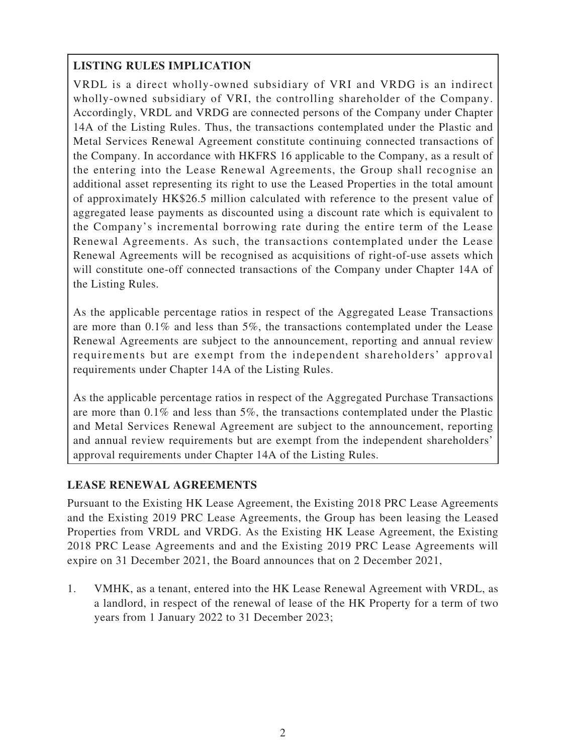## LISTING RULES IMPLICATION

VRDL is a direct wholly-owned subsidiary of VRI and VRDG is an indirect wholly-owned subsidiary of VRI, the controlling shareholder of the Company. Accordingly, VRDL and VRDG are connected persons of the Company under Chapter 14A of the Listing Rules. Thus, the transactions contemplated under the Plastic and Metal Services Renewal Agreement constitute continuing connected transactions of the Company. In accordance with HKFRS 16 applicable to the Company, as a result of the entering into the Lease Renewal Agreements, the Group shall recognise an additional asset representing its right to use the Leased Properties in the total amount of approximately HK$26.5 million calculated with reference to the present value of aggregated lease payments as discounted using a discount rate which is equivalent to the Company's incremental borrowing rate during the entire term of the Lease Renewal Agreements. As such, the transactions contemplated under the Lease Renewal Agreements will be recognised as acquisitions of right-of-use assets which will constitute one-off connected transactions of the Company under Chapter 14A of the Listing Rules.

As the applicable percentage ratios in respect of the Aggregated Lease Transactions are more than 0.1% and less than 5%, the transactions contemplated under the Lease Renewal Agreements are subject to the announcement, reporting and annual review requirements but are exempt from the independent shareholders' approval requirements under Chapter 14A of the Listing Rules.

As the applicable percentage ratios in respect of the Aggregated Purchase Transactions are more than 0.1% and less than 5%, the transactions contemplated under the Plastic and Metal Services Renewal Agreement are subject to the announcement, reporting and annual review requirements but are exempt from the independent shareholders' approval requirements under Chapter 14A of the Listing Rules.

## LEASE RENEWAL AGREEMENTS

Pursuant to the Existing HK Lease Agreement, the Existing 2018 PRC Lease Agreements and the Existing 2019 PRC Lease Agreements, the Group has been leasing the Leased Properties from VRDL and VRDG. As the Existing HK Lease Agreement, the Existing 2018 PRC Lease Agreements and and the Existing 2019 PRC Lease Agreements will expire on 31 December 2021, the Board announces that on 2 December 2021,

1. VMHK, as a tenant, entered into the HK Lease Renewal Agreement with VRDL, as a landlord, in respect of the renewal of lease of the HK Property for a term of two years from 1 January 2022 to 31 December 2023;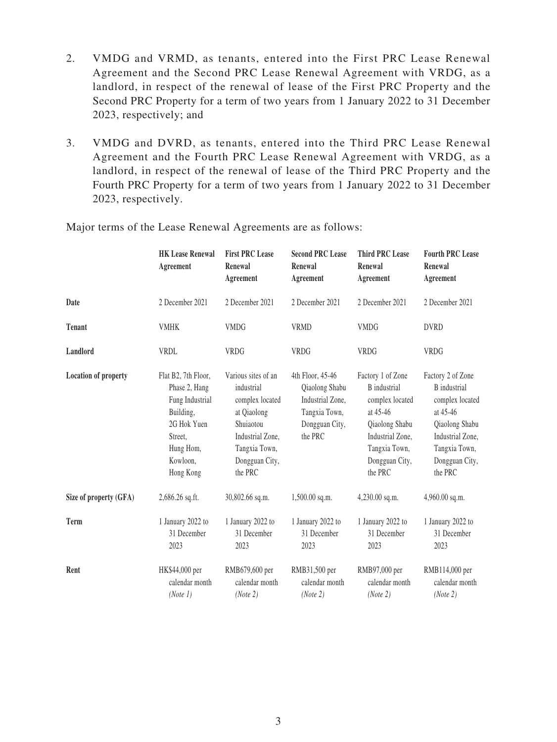2. VMDG and VRMD, as tenants, entered into the First PRC Lease Renewal Agreement and the Second PRC Lease Renewal Agreement with VRDG, as a landlord, in respect of the renewal of lease of the First PRC Property and the Second PRC Property for a term of two years from 1 January 2022 to 31 December 2023, respectively; and

3. VMDG and DVRD, as tenants, entered into the Third PRC Lease Renewal Agreement and the Fourth PRC Lease Renewal Agreement with VRDG, as a landlord, in respect of the renewal of lease of the Third PRC Property and the Fourth PRC Property for a term of two years from 1 January 2022 to 31 December 2023, respectively.

Major terms of the Lease Renewal Agreements are as follows:

| | **HK Lease Renewal Agreement** | **First PRC Lease Renewal Agreement** | **Second PRC Lease Renewal Agreement** | **Third PRC Lease Renewal Agreement** | **Fourth PRC Lease Renewal Agreement** |
|---|---|---|---|---|---|
| **Date** | 2 December 2021 | 2 December 2021 | 2 December 2021 | 2 December 2021 | 2 December 2021 |
| **Tenant** | VMHK | VMDG | VRMD | VMDG | DVRD |
| **Landlord** | VRDL | VRDG | VRDG | VRDG | VRDG |
| **Location of property** | Flat B2, 7th Floor, Phase 2, Hang Fung Industrial Building, 2G Hok Yuen Street, Hung Hom, Kowloon, Hong Kong | Various sites of an industrial complex located at Qiaolong Shuiaotou Industrial Zone, Tangxia Town, Dongguan City, the PRC | 4th Floor, 45-46 Qiaolong Shabu Industrial Zone, Tangxia Town, Dongguan City, the PRC | Factory 1 of Zone B industrial complex located at 45-46 Qiaolong Shabu Industrial Zone, Tangxia Town, Dongguan City, the PRC | Factory 2 of Zone B industrial complex located at 45-46 Qiaolong Shabu Industrial Zone, Tangxia Town, Dongguan City, the PRC |
| **Size of property (GFA)** | 2,686.26 sq.ft. | 30,802.66 sq.m. | 1,500.00 sq.m. | 4,230.00 sq.m. | 4,960.00 sq.m. |
| **Term** | 1 January 2022 to 31 December 2023 | 1 January 2022 to 31 December 2023 | 1 January 2022 to 31 December 2023 | 1 January 2022 to 31 December 2023 | 1 January 2022 to 31 December 2023 |
| **Rent** | HK$44,000 per calendar month *(Note 1)* | RMB679,600 per calendar month *(Note 2)* | RMB31,500 per calendar month *(Note 2)* | RMB97,000 per calendar month *(Note 2)* | RMB114,000 per calendar month *(Note 2)* |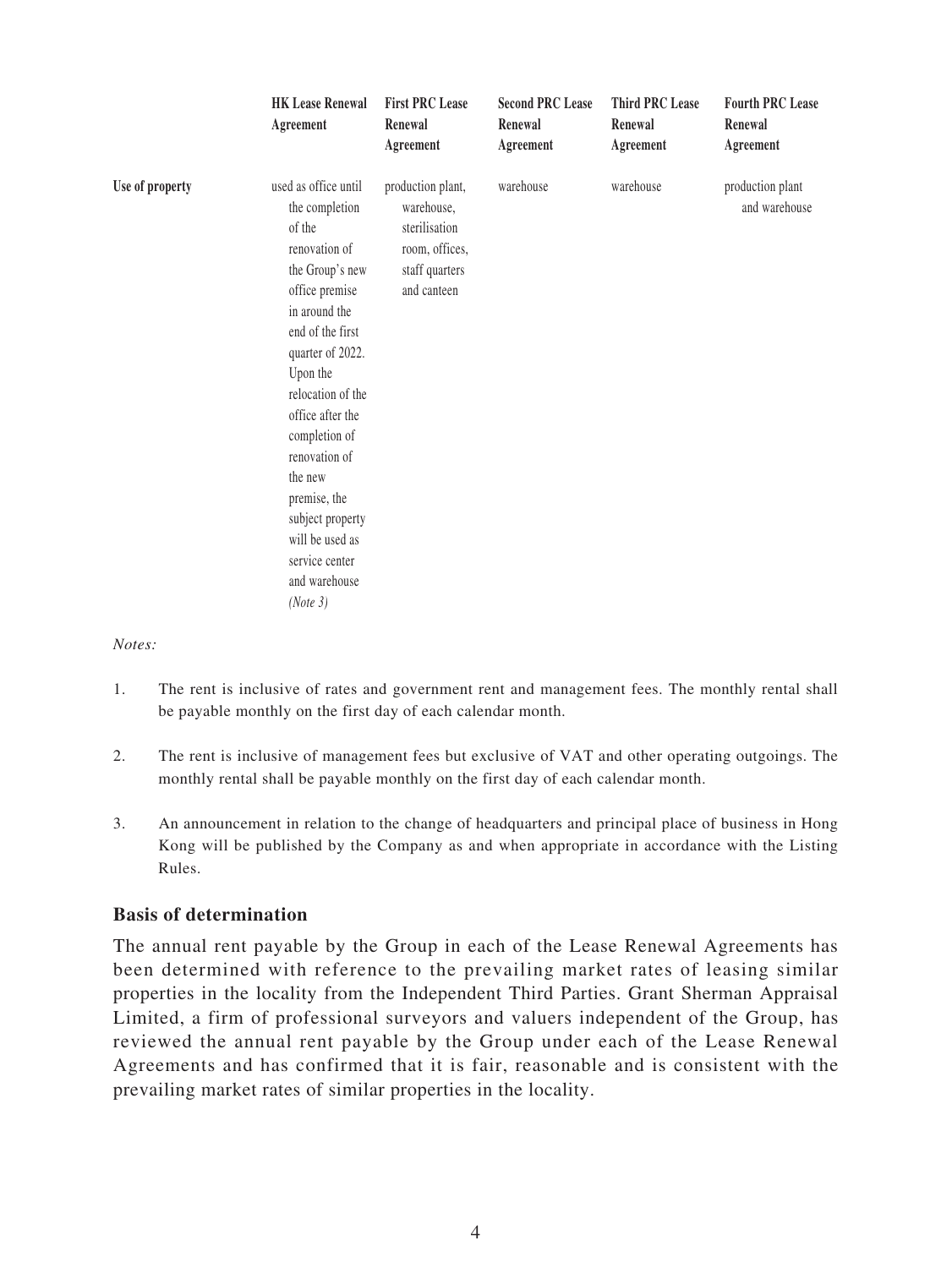| | HK Lease Renewal Agreement | First PRC Lease Renewal Agreement | Second PRC Lease Renewal Agreement | Third PRC Lease Renewal Agreement | Fourth PRC Lease Renewal Agreement |
|---|---|---|---|---|---|
| **Use of property** | used as office until the completion of the renovation of the Group's new office premise in around the end of the first quarter of 2022. Upon the relocation of the office after the completion of renovation of the new premise, the subject property will be used as service center and warehouse *(Note 3)* | production plant, warehouse, sterilisation room, offices, staff quarters and canteen | warehouse | warehouse | production plant and warehouse |

*Notes:*

1. The rent is inclusive of rates and government rent and management fees. The monthly rental shall be payable monthly on the first day of each calendar month.

2. The rent is inclusive of management fees but exclusive of VAT and other operating outgoings. The monthly rental shall be payable monthly on the first day of each calendar month.

3. An announcement in relation to the change of headquarters and principal place of business in Hong Kong will be published by the Company as and when appropriate in accordance with the Listing Rules.

## Basis of determination

The annual rent payable by the Group in each of the Lease Renewal Agreements has been determined with reference to the prevailing market rates of leasing similar properties in the locality from the Independent Third Parties. Grant Sherman Appraisal Limited, a firm of professional surveyors and valuers independent of the Group, has reviewed the annual rent payable by the Group under each of the Lease Renewal Agreements and has confirmed that it is fair, reasonable and is consistent with the prevailing market rates of similar properties in the locality.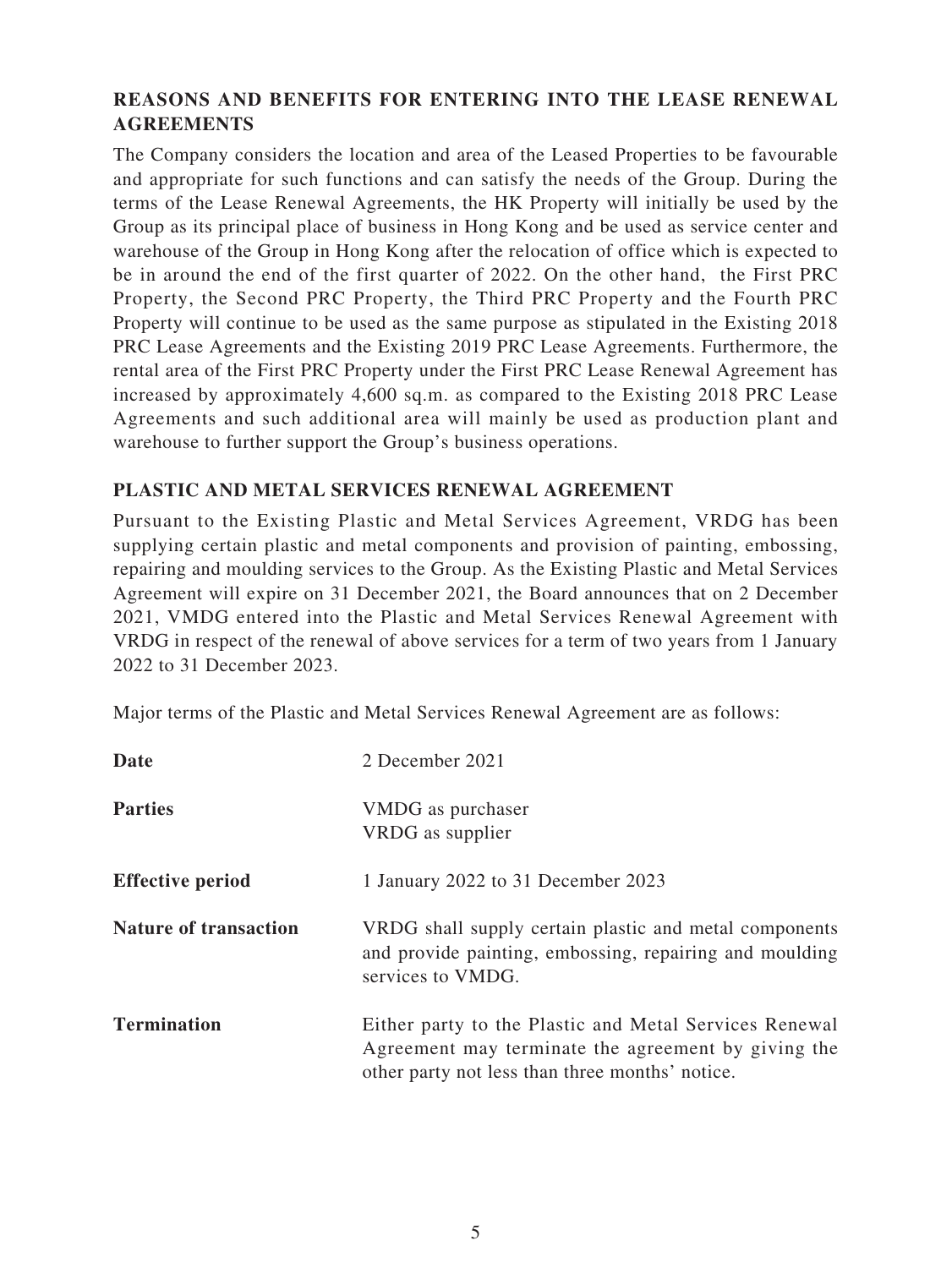## REASONS AND BENEFITS FOR ENTERING INTO THE LEASE RENEWAL AGREEMENTS

The Company considers the location and area of the Leased Properties to be favourable and appropriate for such functions and can satisfy the needs of the Group. During the terms of the Lease Renewal Agreements, the HK Property will initially be used by the Group as its principal place of business in Hong Kong and be used as service center and warehouse of the Group in Hong Kong after the relocation of office which is expected to be in around the end of the first quarter of 2022. On the other hand, the First PRC Property, the Second PRC Property, the Third PRC Property and the Fourth PRC Property will continue to be used as the same purpose as stipulated in the Existing 2018 PRC Lease Agreements and the Existing 2019 PRC Lease Agreements. Furthermore, the rental area of the First PRC Property under the First PRC Lease Renewal Agreement has increased by approximately 4,600 sq.m. as compared to the Existing 2018 PRC Lease Agreements and such additional area will mainly be used as production plant and warehouse to further support the Group's business operations.

## PLASTIC AND METAL SERVICES RENEWAL AGREEMENT

Pursuant to the Existing Plastic and Metal Services Agreement, VRDG has been supplying certain plastic and metal components and provision of painting, embossing, repairing and moulding services to the Group. As the Existing Plastic and Metal Services Agreement will expire on 31 December 2021, the Board announces that on 2 December 2021, VMDG entered into the Plastic and Metal Services Renewal Agreement with VRDG in respect of the renewal of above services for a term of two years from 1 January 2022 to 31 December 2023.

Major terms of the Plastic and Metal Services Renewal Agreement are as follows:

| | |
|---|---|
| **Date** | 2 December 2021 |
| **Parties** | VMDG as purchaser<br>VRDG as supplier |
| **Effective period** | 1 January 2022 to 31 December 2023 |
| **Nature of transaction** | VRDG shall supply certain plastic and metal components and provide painting, embossing, repairing and moulding services to VMDG. |
| **Termination** | Either party to the Plastic and Metal Services Renewal Agreement may terminate the agreement by giving the other party not less than three months' notice. |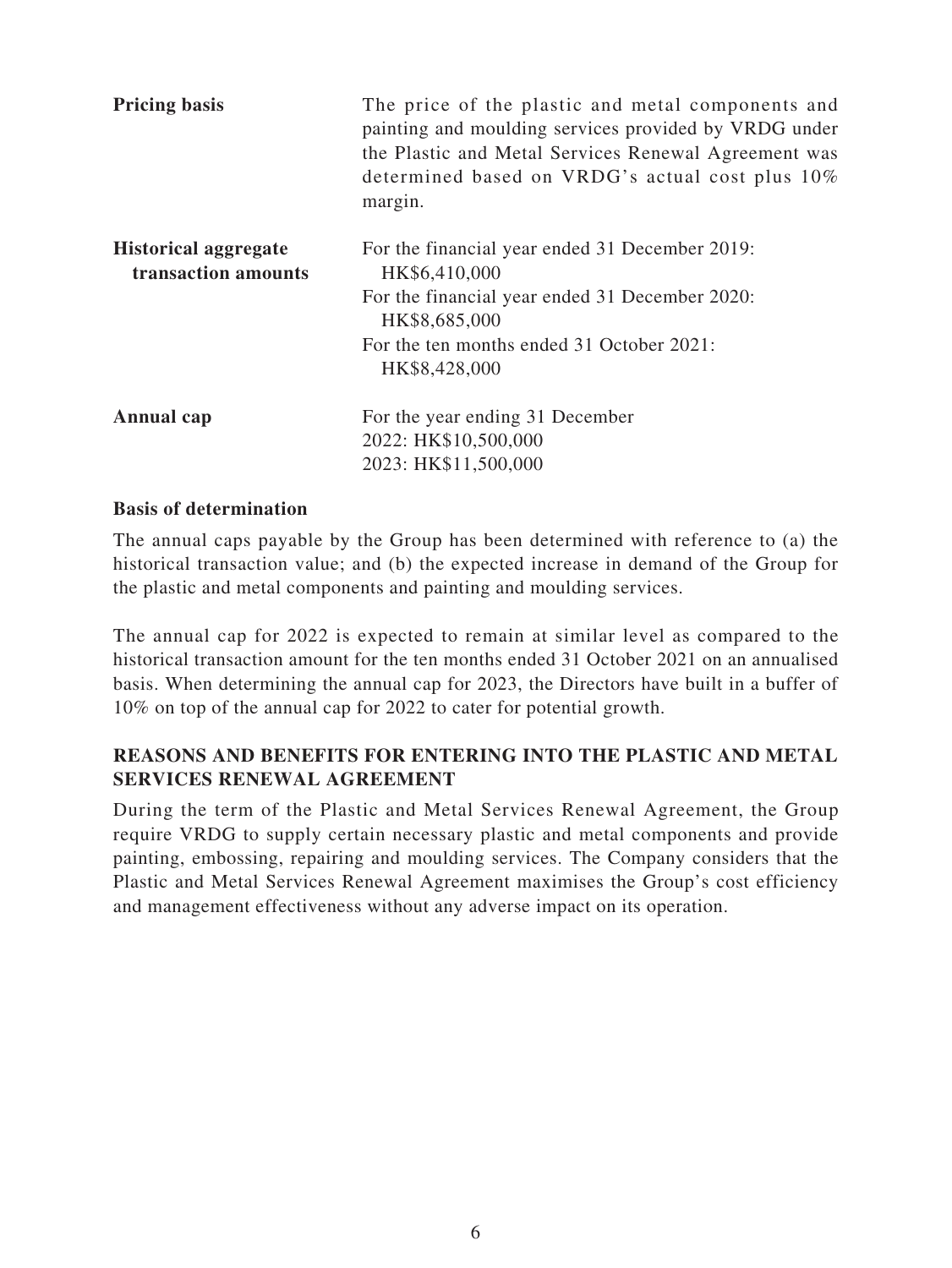| | |
|---|---|
| **Pricing basis** | The price of the plastic and metal components and painting and moulding services provided by VRDG under the Plastic and Metal Services Renewal Agreement was determined based on VRDG's actual cost plus 10% margin. |
| **Historical aggregate transaction amounts** | For the financial year ended 31 December 2019: HK$6,410,000<br>For the financial year ended 31 December 2020: HK$8,685,000<br>For the ten months ended 31 October 2021: HK$8,428,000 |
| **Annual cap** | For the year ending 31 December<br>2022: HK$10,500,000<br>2023: HK$11,500,000 |

**Basis of determination**

The annual caps payable by the Group has been determined with reference to (a) the historical transaction value; and (b) the expected increase in demand of the Group for the plastic and metal components and painting and moulding services.

The annual cap for 2022 is expected to remain at similar level as compared to the historical transaction amount for the ten months ended 31 October 2021 on an annualised basis. When determining the annual cap for 2023, the Directors have built in a buffer of 10% on top of the annual cap for 2022 to cater for potential growth.

## REASONS AND BENEFITS FOR ENTERING INTO THE PLASTIC AND METAL SERVICES RENEWAL AGREEMENT

During the term of the Plastic and Metal Services Renewal Agreement, the Group require VRDG to supply certain necessary plastic and metal components and provide painting, embossing, repairing and moulding services. The Company considers that the Plastic and Metal Services Renewal Agreement maximises the Group's cost efficiency and management effectiveness without any adverse impact on its operation.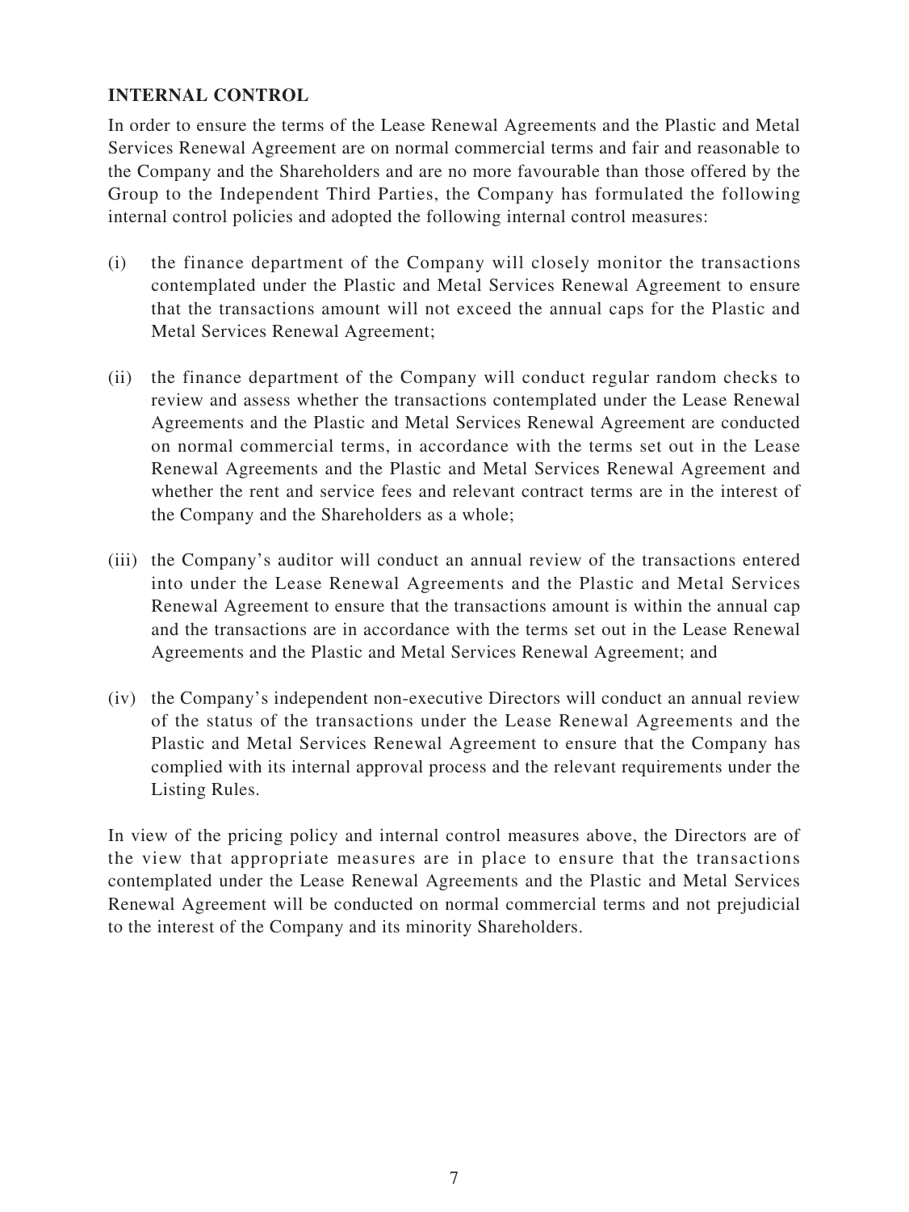## INTERNAL CONTROL

In order to ensure the terms of the Lease Renewal Agreements and the Plastic and Metal Services Renewal Agreement are on normal commercial terms and fair and reasonable to the Company and the Shareholders and are no more favourable than those offered by the Group to the Independent Third Parties, the Company has formulated the following internal control policies and adopted the following internal control measures:

(i) the finance department of the Company will closely monitor the transactions contemplated under the Plastic and Metal Services Renewal Agreement to ensure that the transactions amount will not exceed the annual caps for the Plastic and Metal Services Renewal Agreement;

(ii) the finance department of the Company will conduct regular random checks to review and assess whether the transactions contemplated under the Lease Renewal Agreements and the Plastic and Metal Services Renewal Agreement are conducted on normal commercial terms, in accordance with the terms set out in the Lease Renewal Agreements and the Plastic and Metal Services Renewal Agreement and whether the rent and service fees and relevant contract terms are in the interest of the Company and the Shareholders as a whole;

(iii) the Company's auditor will conduct an annual review of the transactions entered into under the Lease Renewal Agreements and the Plastic and Metal Services Renewal Agreement to ensure that the transactions amount is within the annual cap and the transactions are in accordance with the terms set out in the Lease Renewal Agreements and the Plastic and Metal Services Renewal Agreement; and

(iv) the Company's independent non-executive Directors will conduct an annual review of the status of the transactions under the Lease Renewal Agreements and the Plastic and Metal Services Renewal Agreement to ensure that the Company has complied with its internal approval process and the relevant requirements under the Listing Rules.

In view of the pricing policy and internal control measures above, the Directors are of the view that appropriate measures are in place to ensure that the transactions contemplated under the Lease Renewal Agreements and the Plastic and Metal Services Renewal Agreement will be conducted on normal commercial terms and not prejudicial to the interest of the Company and its minority Shareholders.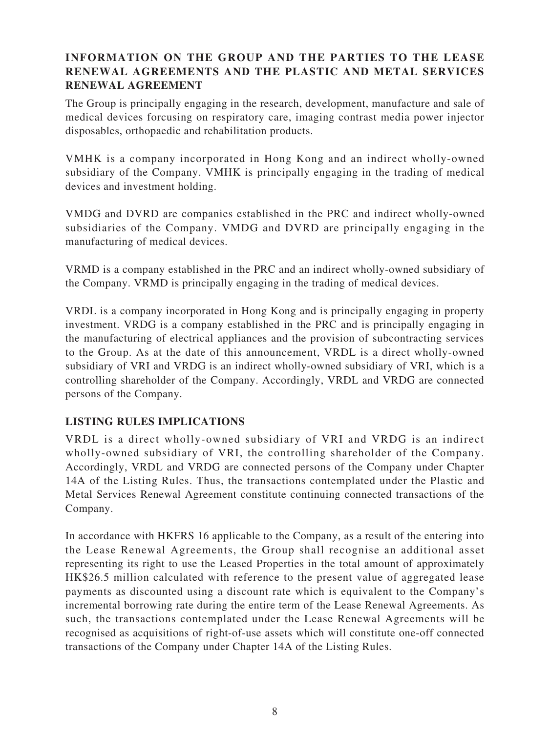## INFORMATION ON THE GROUP AND THE PARTIES TO THE LEASE RENEWAL AGREEMENTS AND THE PLASTIC AND METAL SERVICES RENEWAL AGREEMENT

The Group is principally engaging in the research, development, manufacture and sale of medical devices forcusing on respiratory care, imaging contrast media power injector disposables, orthopaedic and rehabilitation products.

VMHK is a company incorporated in Hong Kong and an indirect wholly-owned subsidiary of the Company. VMHK is principally engaging in the trading of medical devices and investment holding.

VMDG and DVRD are companies established in the PRC and indirect wholly-owned subsidiaries of the Company. VMDG and DVRD are principally engaging in the manufacturing of medical devices.

VRMD is a company established in the PRC and an indirect wholly-owned subsidiary of the Company. VRMD is principally engaging in the trading of medical devices.

VRDL is a company incorporated in Hong Kong and is principally engaging in property investment. VRDG is a company established in the PRC and is principally engaging in the manufacturing of electrical appliances and the provision of subcontracting services to the Group. As at the date of this announcement, VRDL is a direct wholly-owned subsidiary of VRI and VRDG is an indirect wholly-owned subsidiary of VRI, which is a controlling shareholder of the Company. Accordingly, VRDL and VRDG are connected persons of the Company.

## LISTING RULES IMPLICATIONS

VRDL is a direct wholly-owned subsidiary of VRI and VRDG is an indirect wholly-owned subsidiary of VRI, the controlling shareholder of the Company. Accordingly, VRDL and VRDG are connected persons of the Company under Chapter 14A of the Listing Rules. Thus, the transactions contemplated under the Plastic and Metal Services Renewal Agreement constitute continuing connected transactions of the Company.

In accordance with HKFRS 16 applicable to the Company, as a result of the entering into the Lease Renewal Agreements, the Group shall recognise an additional asset representing its right to use the Leased Properties in the total amount of approximately HK$26.5 million calculated with reference to the present value of aggregated lease payments as discounted using a discount rate which is equivalent to the Company's incremental borrowing rate during the entire term of the Lease Renewal Agreements. As such, the transactions contemplated under the Lease Renewal Agreements will be recognised as acquisitions of right-of-use assets which will constitute one-off connected transactions of the Company under Chapter 14A of the Listing Rules.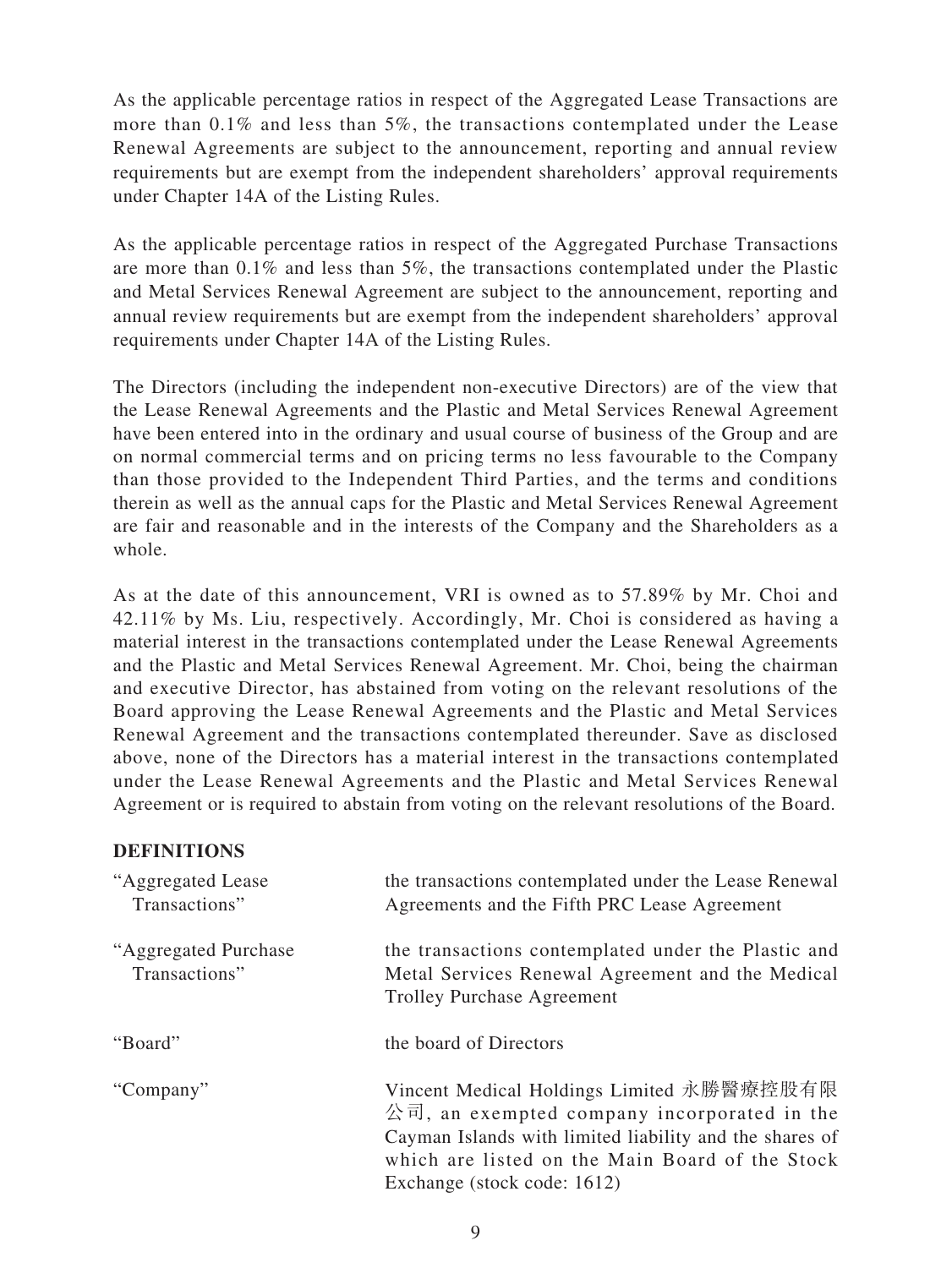As the applicable percentage ratios in respect of the Aggregated Lease Transactions are more than 0.1% and less than 5%, the transactions contemplated under the Lease Renewal Agreements are subject to the announcement, reporting and annual review requirements but are exempt from the independent shareholders' approval requirements under Chapter 14A of the Listing Rules.

As the applicable percentage ratios in respect of the Aggregated Purchase Transactions are more than 0.1% and less than 5%, the transactions contemplated under the Plastic and Metal Services Renewal Agreement are subject to the announcement, reporting and annual review requirements but are exempt from the independent shareholders' approval requirements under Chapter 14A of the Listing Rules.

The Directors (including the independent non-executive Directors) are of the view that the Lease Renewal Agreements and the Plastic and Metal Services Renewal Agreement have been entered into in the ordinary and usual course of business of the Group and are on normal commercial terms and on pricing terms no less favourable to the Company than those provided to the Independent Third Parties, and the terms and conditions therein as well as the annual caps for the Plastic and Metal Services Renewal Agreement are fair and reasonable and in the interests of the Company and the Shareholders as a whole.

As at the date of this announcement, VRI is owned as to 57.89% by Mr. Choi and 42.11% by Ms. Liu, respectively. Accordingly, Mr. Choi is considered as having a material interest in the transactions contemplated under the Lease Renewal Agreements and the Plastic and Metal Services Renewal Agreement. Mr. Choi, being the chairman and executive Director, has abstained from voting on the relevant resolutions of the Board approving the Lease Renewal Agreements and the Plastic and Metal Services Renewal Agreement and the transactions contemplated thereunder. Save as disclosed above, none of the Directors has a material interest in the transactions contemplated under the Lease Renewal Agreements and the Plastic and Metal Services Renewal Agreement or is required to abstain from voting on the relevant resolutions of the Board.

## DEFINITIONS

| | |
|---|---|
| "Aggregated Lease Transactions" | the transactions contemplated under the Lease Renewal Agreements and the Fifth PRC Lease Agreement |
| "Aggregated Purchase Transactions" | the transactions contemplated under the Plastic and Metal Services Renewal Agreement and the Medical Trolley Purchase Agreement |
| "Board" | the board of Directors |
| "Company" | Vincent Medical Holdings Limited 永勝醫療控股有限公司, an exempted company incorporated in the Cayman Islands with limited liability and the shares of which are listed on the Main Board of the Stock Exchange (stock code: 1612) |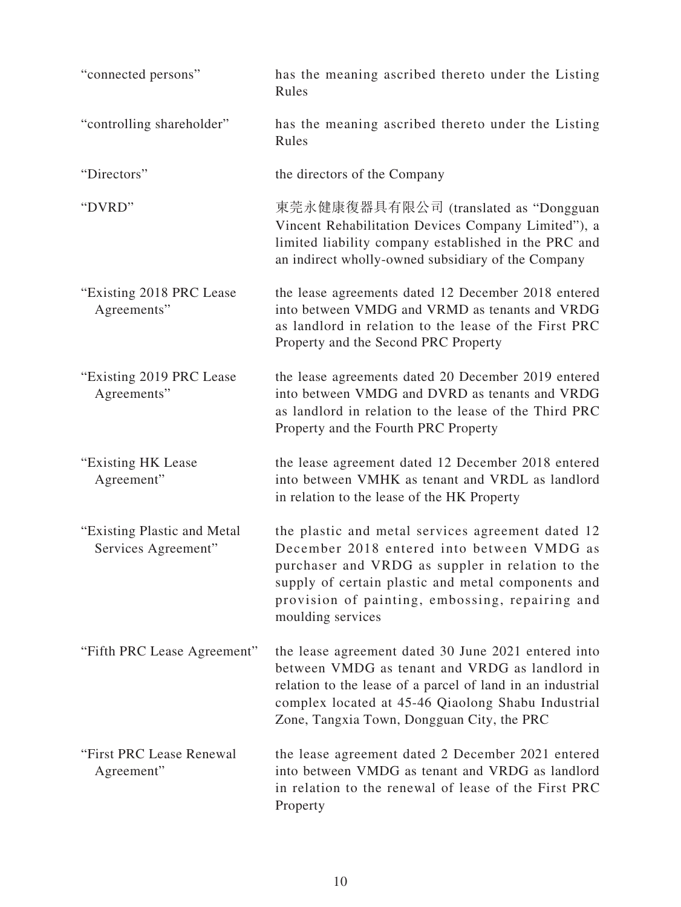| | |
|---|---|
| "connected persons" | has the meaning ascribed thereto under the Listing Rules |
| "controlling shareholder" | has the meaning ascribed thereto under the Listing Rules |
| "Directors" | the directors of the Company |
| "DVRD" | 東莞永健康復器具有限公司 (translated as "Dongguan Vincent Rehabilitation Devices Company Limited"), a limited liability company established in the PRC and an indirect wholly-owned subsidiary of the Company |
| "Existing 2018 PRC Lease Agreements" | the lease agreements dated 12 December 2018 entered into between VMDG and VRMD as tenants and VRDG as landlord in relation to the lease of the First PRC Property and the Second PRC Property |
| "Existing 2019 PRC Lease Agreements" | the lease agreements dated 20 December 2019 entered into between VMDG and DVRD as tenants and VRDG as landlord in relation to the lease of the Third PRC Property and the Fourth PRC Property |
| "Existing HK Lease Agreement" | the lease agreement dated 12 December 2018 entered into between VMHK as tenant and VRDL as landlord in relation to the lease of the HK Property |
| "Existing Plastic and Metal Services Agreement" | the plastic and metal services agreement dated 12 December 2018 entered into between VMDG as purchaser and VRDG as suppler in relation to the supply of certain plastic and metal components and provision of painting, embossing, repairing and moulding services |
| "Fifth PRC Lease Agreement" | the lease agreement dated 30 June 2021 entered into between VMDG as tenant and VRDG as landlord in relation to the lease of a parcel of land in an industrial complex located at 45-46 Qiaolong Shabu Industrial Zone, Tangxia Town, Dongguan City, the PRC |
| "First PRC Lease Renewal Agreement" | the lease agreement dated 2 December 2021 entered into between VMDG as tenant and VRDG as landlord in relation to the renewal of lease of the First PRC Property |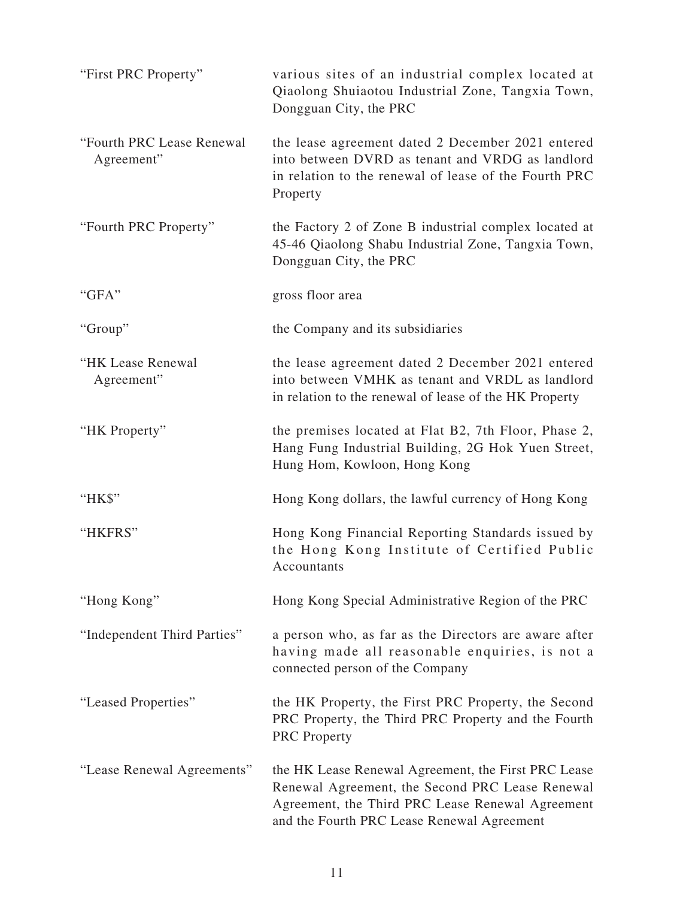| | |
|---|---|
| "First PRC Property" | various sites of an industrial complex located at Qiaolong Shuiaotou Industrial Zone, Tangxia Town, Dongguan City, the PRC |
| "Fourth PRC Lease Renewal Agreement" | the lease agreement dated 2 December 2021 entered into between DVRD as tenant and VRDG as landlord in relation to the renewal of lease of the Fourth PRC Property |
| "Fourth PRC Property" | the Factory 2 of Zone B industrial complex located at 45-46 Qiaolong Shabu Industrial Zone, Tangxia Town, Dongguan City, the PRC |
| "GFA" | gross floor area |
| "Group" | the Company and its subsidiaries |
| "HK Lease Renewal Agreement" | the lease agreement dated 2 December 2021 entered into between VMHK as tenant and VRDL as landlord in relation to the renewal of lease of the HK Property |
| "HK Property" | the premises located at Flat B2, 7th Floor, Phase 2, Hang Fung Industrial Building, 2G Hok Yuen Street, Hung Hom, Kowloon, Hong Kong |
| "HK$" | Hong Kong dollars, the lawful currency of Hong Kong |
| "HKFRS" | Hong Kong Financial Reporting Standards issued by the Hong Kong Institute of Certified Public Accountants |
| "Hong Kong" | Hong Kong Special Administrative Region of the PRC |
| "Independent Third Parties" | a person who, as far as the Directors are aware after having made all reasonable enquiries, is not a connected person of the Company |
| "Leased Properties" | the HK Property, the First PRC Property, the Second PRC Property, the Third PRC Property and the Fourth PRC Property |
| "Lease Renewal Agreements" | the HK Lease Renewal Agreement, the First PRC Lease Renewal Agreement, the Second PRC Lease Renewal Agreement, the Third PRC Lease Renewal Agreement and the Fourth PRC Lease Renewal Agreement |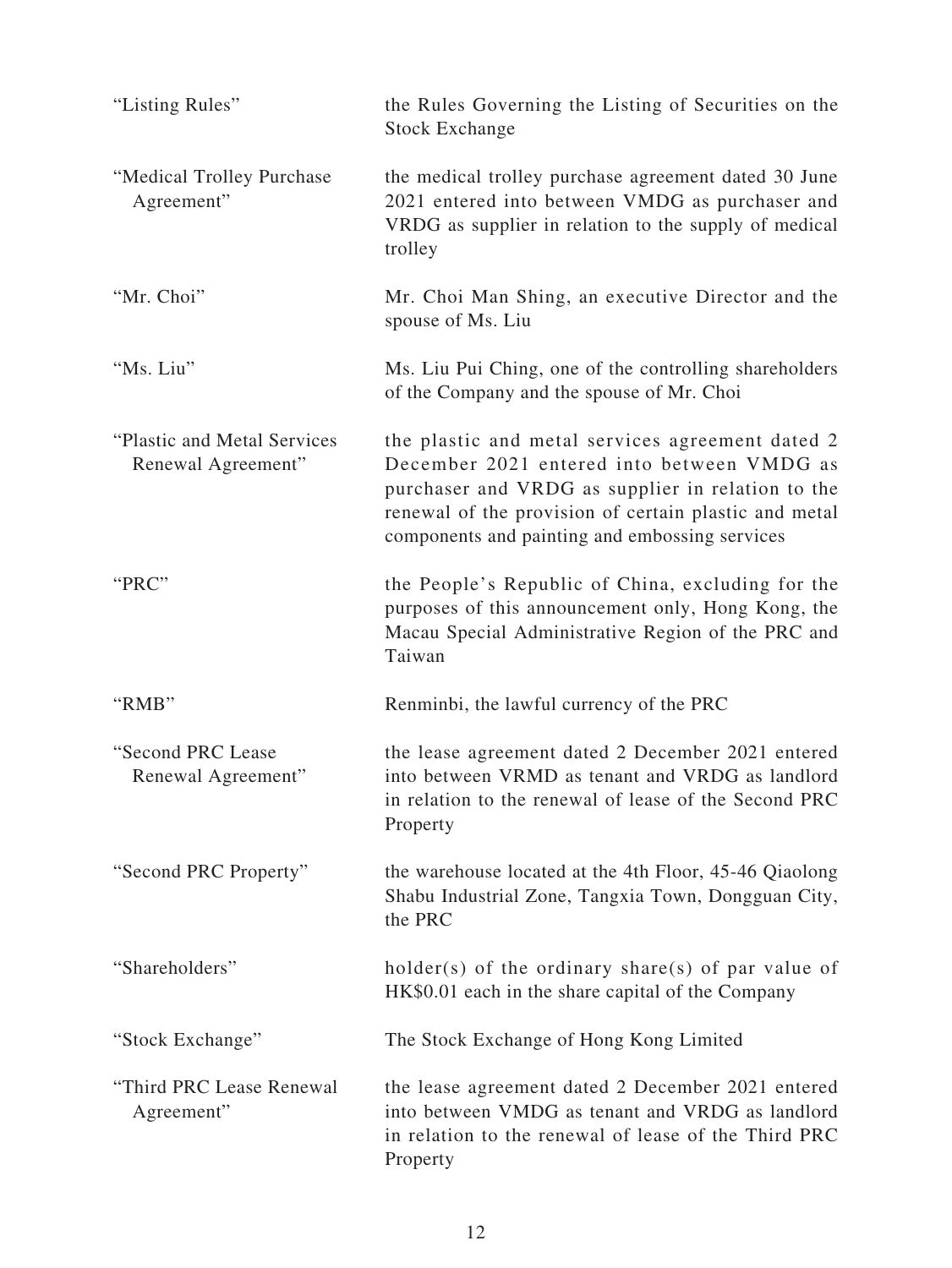| | |
|---|---|
| "Listing Rules" | the Rules Governing the Listing of Securities on the Stock Exchange |
| "Medical Trolley Purchase Agreement" | the medical trolley purchase agreement dated 30 June 2021 entered into between VMDG as purchaser and VRDG as supplier in relation to the supply of medical trolley |
| "Mr. Choi" | Mr. Choi Man Shing, an executive Director and the spouse of Ms. Liu |
| "Ms. Liu" | Ms. Liu Pui Ching, one of the controlling shareholders of the Company and the spouse of Mr. Choi |
| "Plastic and Metal Services Renewal Agreement" | the plastic and metal services agreement dated 2 December 2021 entered into between VMDG as purchaser and VRDG as supplier in relation to the renewal of the provision of certain plastic and metal components and painting and embossing services |
| "PRC" | the People's Republic of China, excluding for the purposes of this announcement only, Hong Kong, the Macau Special Administrative Region of the PRC and Taiwan |
| "RMB" | Renminbi, the lawful currency of the PRC |
| "Second PRC Lease Renewal Agreement" | the lease agreement dated 2 December 2021 entered into between VRMD as tenant and VRDG as landlord in relation to the renewal of lease of the Second PRC Property |
| "Second PRC Property" | the warehouse located at the 4th Floor, 45-46 Qiaolong Shabu Industrial Zone, Tangxia Town, Dongguan City, the PRC |
| "Shareholders" | holder(s) of the ordinary share(s) of par value of HK$0.01 each in the share capital of the Company |
| "Stock Exchange" | The Stock Exchange of Hong Kong Limited |
| "Third PRC Lease Renewal Agreement" | the lease agreement dated 2 December 2021 entered into between VMDG as tenant and VRDG as landlord in relation to the renewal of lease of the Third PRC Property |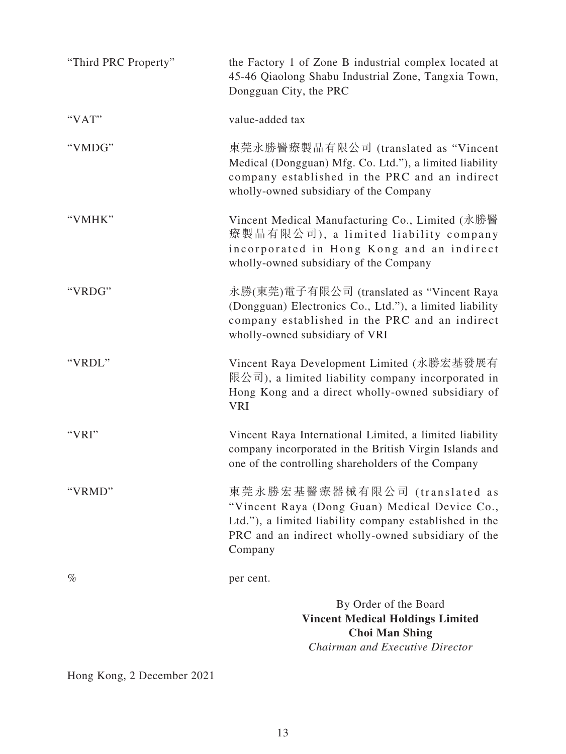| | |
|---|---|
| "Third PRC Property" | the Factory 1 of Zone B industrial complex located at 45-46 Qiaolong Shabu Industrial Zone, Tangxia Town, Dongguan City, the PRC |
| "VAT" | value-added tax |
| "VMDG" | 東莞永勝醫療製品有限公司 (translated as "Vincent Medical (Dongguan) Mfg. Co. Ltd."), a limited liability company established in the PRC and an indirect wholly-owned subsidiary of the Company |
| "VMHK" | Vincent Medical Manufacturing Co., Limited (永勝醫療製品有限公司), a limited liability company incorporated in Hong Kong and an indirect wholly-owned subsidiary of the Company |
| "VRDG" | 永勝(東莞)電子有限公司 (translated as "Vincent Raya (Dongguan) Electronics Co., Ltd."), a limited liability company established in the PRC and an indirect wholly-owned subsidiary of VRI |
| "VRDL" | Vincent Raya Development Limited (永勝宏基發展有限公司), a limited liability company incorporated in Hong Kong and a direct wholly-owned subsidiary of VRI |
| "VRI" | Vincent Raya International Limited, a limited liability company incorporated in the British Virgin Islands and one of the controlling shareholders of the Company |
| "VRMD" | 東莞永勝宏基醫療器械有限公司 (translated as "Vincent Raya (Dong Guan) Medical Device Co., Ltd."), a limited liability company established in the PRC and an indirect wholly-owned subsidiary of the Company |
| % | per cent. |

By Order of the Board
**Vincent Medical Holdings Limited**
**Choi Man Shing**
*Chairman and Executive Director*

Hong Kong, 2 December 2021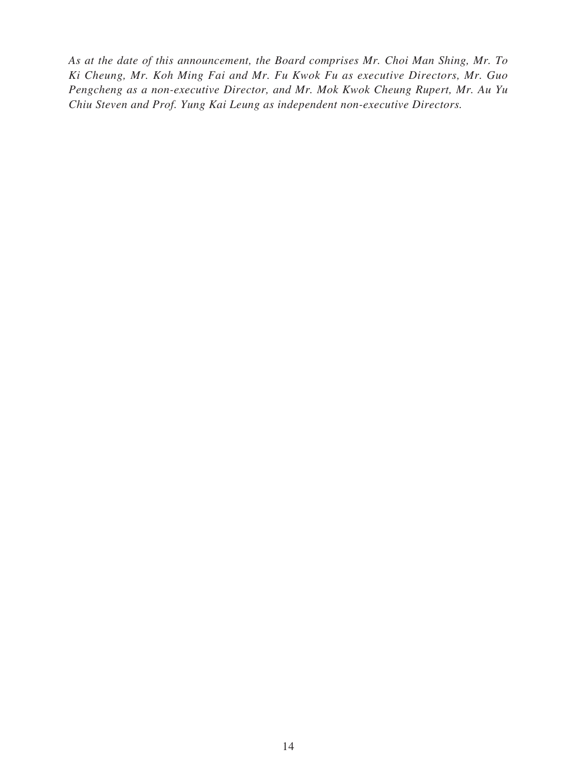*As at the date of this announcement, the Board comprises Mr. Choi Man Shing, Mr. To Ki Cheung, Mr. Koh Ming Fai and Mr. Fu Kwok Fu as executive Directors, Mr. Guo Pengcheng as a non-executive Director, and Mr. Mok Kwok Cheung Rupert, Mr. Au Yu Chiu Steven and Prof. Yung Kai Leung as independent non-executive Directors.*